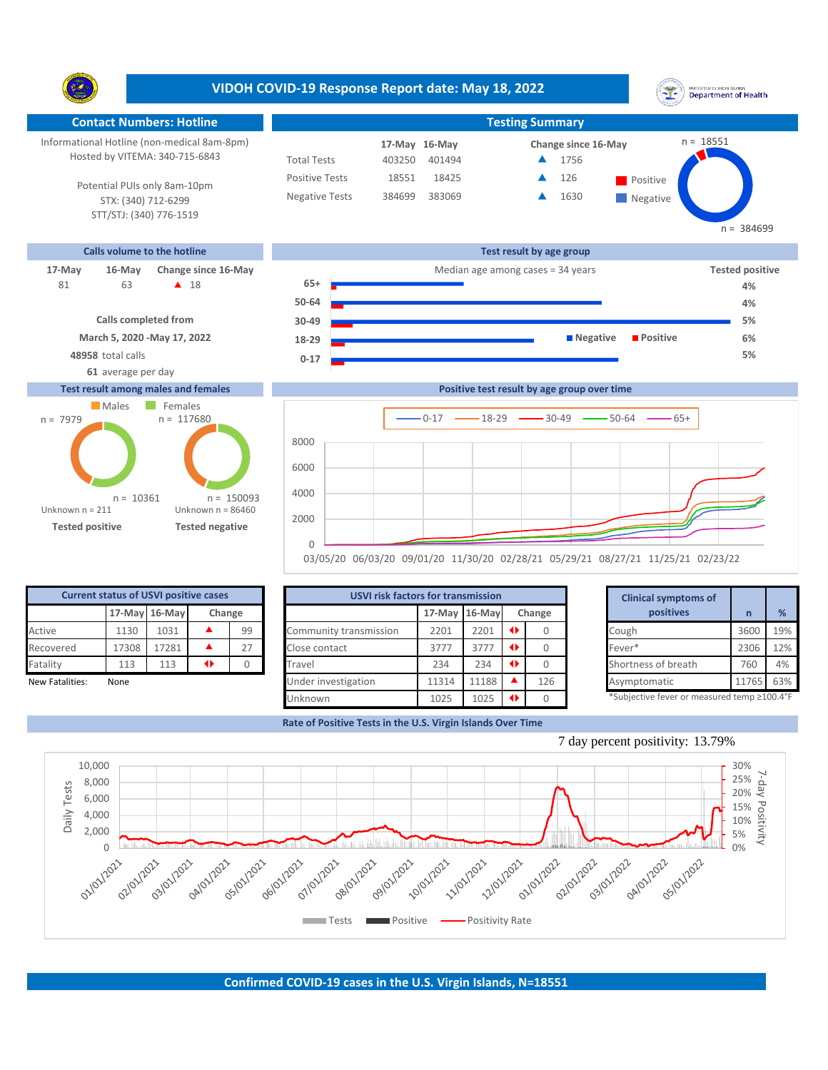# VIDOH COVID-19 Response Report date: May 18, 2022

## Contact Numbers: Hotline

Informational Hotline (non-medical 8am-8pm)
Hosted by VITEMA: 340-715-6843

Potential PUIs only 8am-10pm
STX: (340) 712-6299
STT/STJ: (340) 776-1519

## Testing Summary

| | 17-May | 16-May | Change since 16-May |
|---|---|---|---|
| Total Tests | 403250 | 401494 | ▲ 1756 |
| Positive Tests | 18551 | 18425 | ▲ 126 |
| Negative Tests | 384699 | 383069 | ▲ 1630 |

Positive n = 18551
Negative n = 384699

## Calls volume to the hotline

| 17-May | 16-May | Change since 16-May |
|---|---|---|
| 81 | 63 | ▲ 18 |

Calls completed from
March 5, 2020 -May 17, 2022

**48958** total calls

**61** average per day

## Test result by age group

Median age among cases = 34 years

| Age group | Tested positive |
|---|---|
| 65+ | 4% |
| 50-64 | 4% |
| 30-49 | 5% |
| 18-29 | 6% |
| 0-17 | 5% |

## Test result among males and females

| | Males | Females |
|---|---|---|
| Tested positive | n = 7979 | n = 10361 |
| Tested negative | n = 117680 | n = 150093 |

Tested positive: Unknown n = 211
Tested negative: Unknown n = 86460

## Positive test result by age group over time

Legend: 0-17, 18-29, 30-49, 50-64, 65+

Y-axis: 0, 2000, 4000, 6000, 8000
X-axis: 03/05/20, 06/03/20, 09/01/20, 11/30/20, 02/28/21, 05/29/21, 08/27/21, 11/25/21, 02/23/22

## Current status of USVI positive cases

| | 17-May | 16-May | Change | |
|---|---|---|---|---|
| Active | 1130 | 1031 | ▲ | 99 |
| Recovered | 17308 | 17281 | ▲ | 27 |
| Fatality | 113 | 113 | ◆ | 0 |

New Fatalities: None

## USVI risk factors for transmission

| | 17-May | 16-May | Change | |
|---|---|---|---|---|
| Community transmission | 2201 | 2201 | ◆ | 0 |
| Close contact | 3777 | 3777 | ◆ | 0 |
| Travel | 234 | 234 | ◆ | 0 |
| Under investigation | 11314 | 11188 | ▲ | 126 |
| Unknown | 1025 | 1025 | ◆ | 0 |

## Clinical symptoms of positives

| Clinical symptoms of positives | n | % |
|---|---|---|
| Cough | 3600 | 19% |
| Fever* | 2306 | 12% |
| Shortness of breath | 760 | 4% |
| Asymptomatic | 11765 | 63% |

*Subjective fever or measured temp ≥100.4°F

## Rate of Positive Tests in the U.S. Virgin Islands Over Time

7 day percent positivity: 13.79%

Legend: Tests, Positive, Positivity Rate

Left axis: Daily Tests (0 – 10,000); Right axis: 7-day Positivity (0% – 30%)
X-axis: 01/01/2021 – 05/01/2022

## Confirmed COVID-19 cases in the U.S. Virgin Islands, N=18551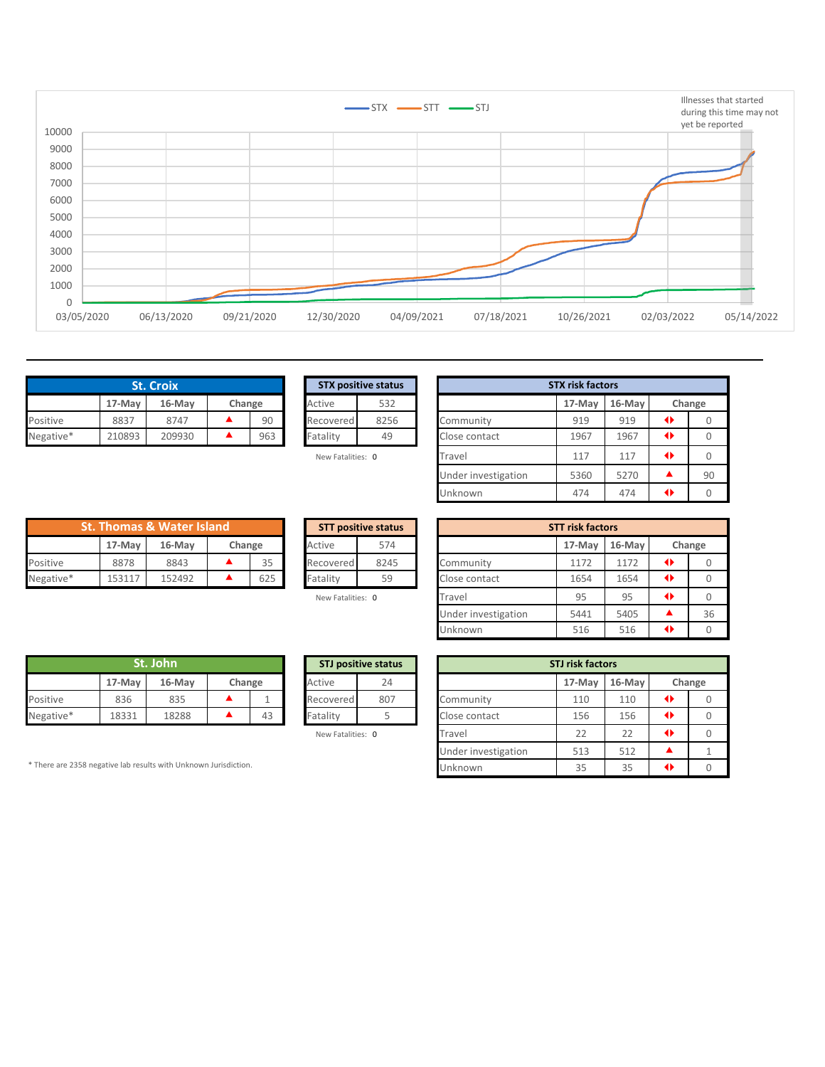STX STT STJ

Illnesses that started during this time may not yet be reported

10000
9000
8000
7000
6000
5000
4000
3000
2000
1000
0

03/05/2020 06/13/2020 09/21/2020 12/30/2020 04/09/2021 07/18/2021 10/26/2021 02/03/2022 05/14/2022

| St. Croix | 17-May | 16-May | Change | |
|---|---|---|---|---|
| Positive | 8837 | 8747 | ▲ | 90 |
| Negative* | 210893 | 209930 | ▲ | 963 |

| STX positive status | |
|---|---|
| Active | 532 |
| Recovered | 8256 |
| Fatality | 49 |

New Fatalities: 0

| STX risk factors | 17-May | 16-May | Change | |
|---|---|---|---|---|
| Community | 919 | 919 | ◆ | 0 |
| Close contact | 1967 | 1967 | ◆ | 0 |
| Travel | 117 | 117 | ◆ | 0 |
| Under investigation | 5360 | 5270 | ▲ | 90 |
| Unknown | 474 | 474 | ◆ | 0 |

| St. Thomas & Water Island | 17-May | 16-May | Change | |
|---|---|---|---|---|
| Positive | 8878 | 8843 | ▲ | 35 |
| Negative* | 153117 | 152492 | ▲ | 625 |

| STT positive status | |
|---|---|
| Active | 574 |
| Recovered | 8245 |
| Fatality | 59 |

New Fatalities: 0

| STT risk factors | 17-May | 16-May | Change | |
|---|---|---|---|---|
| Community | 1172 | 1172 | ◆ | 0 |
| Close contact | 1654 | 1654 | ◆ | 0 |
| Travel | 95 | 95 | ◆ | 0 |
| Under investigation | 5441 | 5405 | ▲ | 36 |
| Unknown | 516 | 516 | ◆ | 0 |

| St. John | 17-May | 16-May | Change | |
|---|---|---|---|---|
| Positive | 836 | 835 | ▲ | 1 |
| Negative* | 18331 | 18288 | ▲ | 43 |

| STJ positive status | |
|---|---|
| Active | 24 |
| Recovered | 807 |
| Fatality | 5 |

New Fatalities: 0

| STJ risk factors | 17-May | 16-May | Change | |
|---|---|---|---|---|
| Community | 110 | 110 | ◆ | 0 |
| Close contact | 156 | 156 | ◆ | 0 |
| Travel | 22 | 22 | ◆ | 0 |
| Under investigation | 513 | 512 | ▲ | 1 |
| Unknown | 35 | 35 | ◆ | 0 |

* There are 2358 negative lab results with Unknown Jurisdiction.